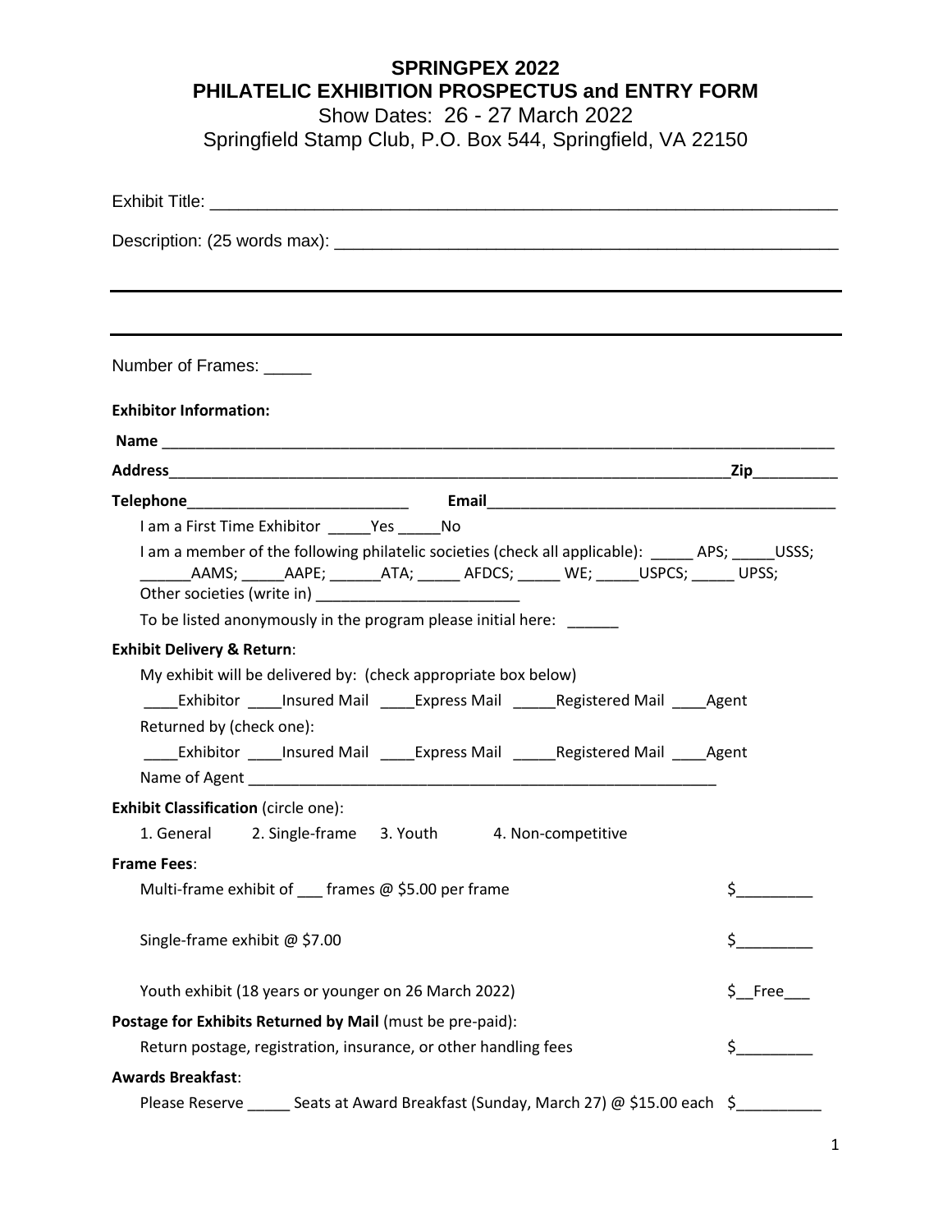# SPRINGPEX 2022
## PHILATELIC EXHIBITION PROSPECTUS and ENTRY FORM

Show Dates: 26 - 27 March 2022

Springfield Stamp Club, P.O. Box 544, Springfield, VA 22150

Exhibit Title: ___________________________________________________________________

Description: (25 words max): ___________________________________________________

_______________________________________________________________________________

_______________________________________________________________________________

Number of Frames: _____

**Exhibitor Information:**

**Name** ________________________________________________________________________

**Address**______________________________________________________________**Zip**__________

**Telephone**__________________________ **Email**__________________________________________

I am a First Time Exhibitor _____Yes _____No

I am a member of the following philatelic societies (check all applicable): _____ APS; _____USSS; ______AAMS; _____AAPE; ______ATA; _____ AFDCS; _____ WE; _____USPCS; _____ UPSS; Other societies (write in) ________________________

To be listed anonymously in the program please initial here: ______

**Exhibit Delivery & Return**:

My exhibit will be delivered by: (check appropriate box below)

____Exhibitor ____Insured Mail ____Express Mail _____Registered Mail ____Agent

Returned by (check one):

____Exhibitor ____Insured Mail ____Express Mail _____Registered Mail ____Agent

Name of Agent ________________________________________________________

**Exhibit Classification** (circle one):

1. General 2. Single-frame 3. Youth 4. Non-competitive

**Frame Fees**:

Multi-frame exhibit of ___ frames @ $5.00 per frame $_________

Single-frame exhibit @ $7.00 $_________

Youth exhibit (18 years or younger on 26 March 2022) $__Free___

**Postage for Exhibits Returned by Mail** (must be pre-paid):

Return postage, registration, insurance, or other handling fees $_________

**Awards Breakfast**:

Please Reserve _____ Seats at Award Breakfast (Sunday, March 27) @ $15.00 each $__________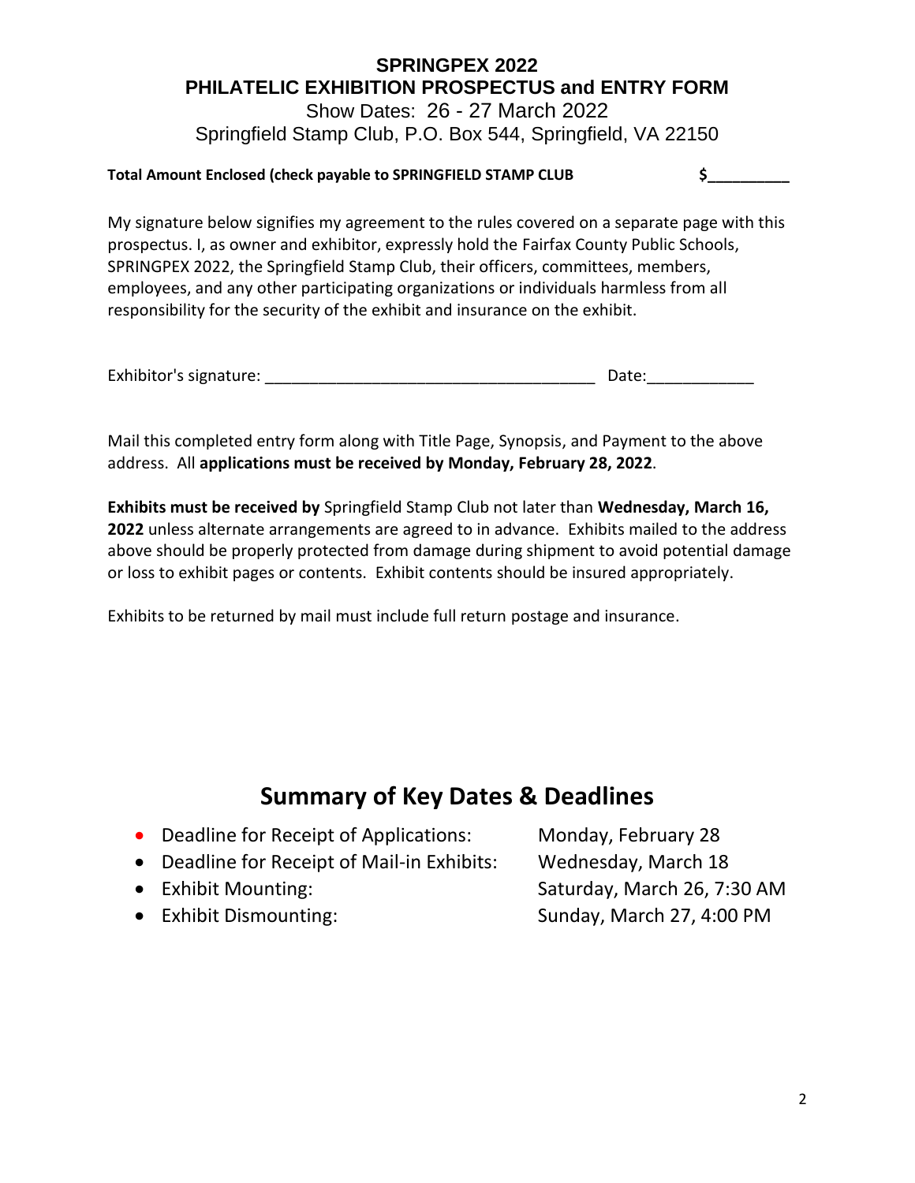## SPRINGPEX 2022
## PHILATELIC EXHIBITION PROSPECTUS and ENTRY FORM

Show Dates: 26 - 27 March 2022

Springfield Stamp Club, P.O. Box 544, Springfield, VA 22150

**Total Amount Enclosed (check payable to SPRINGFIELD STAMP CLUB** **$_________**

My signature below signifies my agreement to the rules covered on a separate page with this prospectus. I, as owner and exhibitor, expressly hold the Fairfax County Public Schools, SPRINGPEX 2022, the Springfield Stamp Club, their officers, committees, members, employees, and any other participating organizations or individuals harmless from all responsibility for the security of the exhibit and insurance on the exhibit.

Exhibitor's signature: _____________________________________ Date:____________

Mail this completed entry form along with Title Page, Synopsis, and Payment to the above address. All **applications must be received by Monday, February 28, 2022**.

**Exhibits must be received by** Springfield Stamp Club not later than **Wednesday, March 16, 2022** unless alternate arrangements are agreed to in advance. Exhibits mailed to the address above should be properly protected from damage during shipment to avoid potential damage or loss to exhibit pages or contents. Exhibit contents should be insured appropriately.

Exhibits to be returned by mail must include full return postage and insurance.

# Summary of Key Dates & Deadlines

- Deadline for Receipt of Applications: Monday, February 28
- Deadline for Receipt of Mail-in Exhibits: Wednesday, March 18
- Exhibit Mounting: Saturday, March 26, 7:30 AM
- Exhibit Dismounting: Sunday, March 27, 4:00 PM